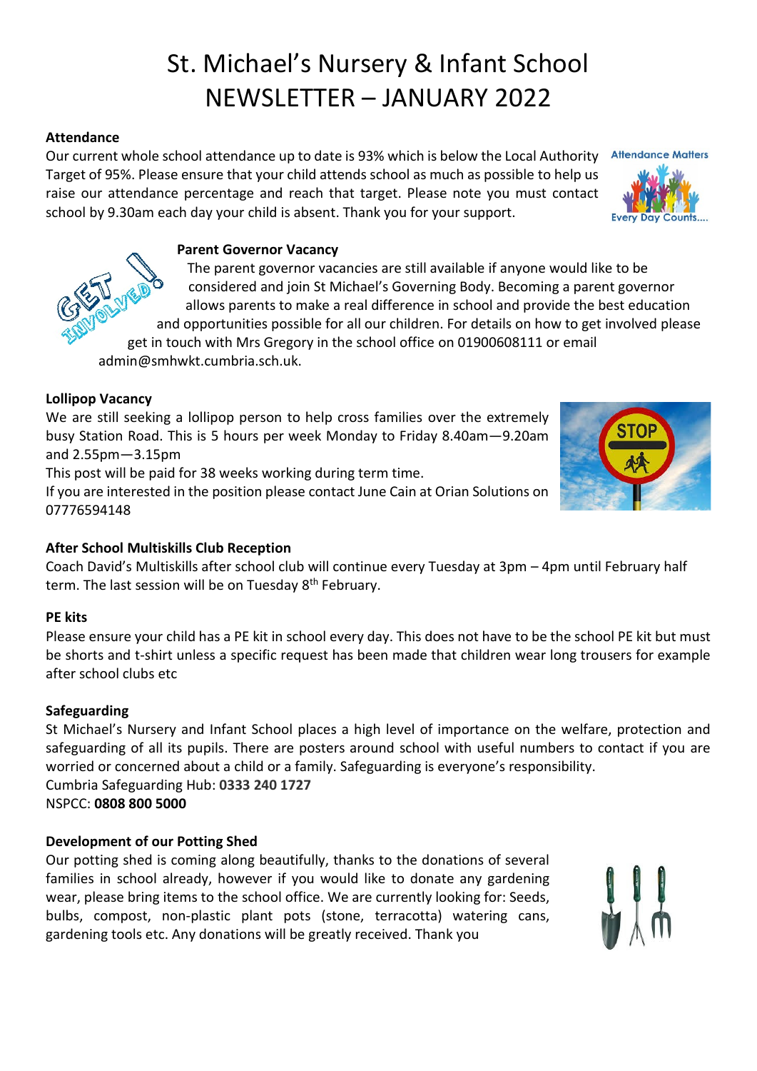# St. Michael's Nursery & Infant School NEWSLETTER – JANUARY 2022

**Attendance**

Our current whole school attendance up to date is 93% which is below the Local Authority Target of 95%. Please ensure that your child attends school as much as possible to help us raise our attendance percentage and reach that target. Please note you must contact school by 9.30am each day your child is absent. Thank you for your support.

**Parent Governor Vacancy**

The parent governor vacancies are still available if anyone would like to be considered and join St Michael's Governing Body. Becoming a parent governor allows parents to make a real difference in school and provide the best education and opportunities possible for all our children. For details on how to get involved please get in touch with Mrs Gregory in the school office on 01900608111 or email admin@smhwkt.cumbria.sch.uk.

**Lollipop Vacancy**

We are still seeking a lollipop person to help cross families over the extremely busy Station Road. This is 5 hours per week Monday to Friday 8.40am—9.20am and 2.55pm—3.15pm

This post will be paid for 38 weeks working during term time.

If you are interested in the position please contact June Cain at Orian Solutions on 07776594148

**After School Multiskills Club Reception**

Coach David's Multiskills after school club will continue every Tuesday at 3pm – 4pm until February half term. The last session will be on Tuesday 8th February.

**PE kits**

Please ensure your child has a PE kit in school every day. This does not have to be the school PE kit but must be shorts and t-shirt unless a specific request has been made that children wear long trousers for example after school clubs etc

**Safeguarding**

St Michael's Nursery and Infant School places a high level of importance on the welfare, protection and safeguarding of all its pupils. There are posters around school with useful numbers to contact if you are worried or concerned about a child or a family. Safeguarding is everyone's responsibility.

Cumbria Safeguarding Hub: **0333 240 1727**

NSPCC: **0808 800 5000**

**Development of our Potting Shed**

Our potting shed is coming along beautifully, thanks to the donations of several families in school already, however if you would like to donate any gardening wear, please bring items to the school office. We are currently looking for: Seeds, bulbs, compost, non-plastic plant pots (stone, terracotta) watering cans, gardening tools etc. Any donations will be greatly received. Thank you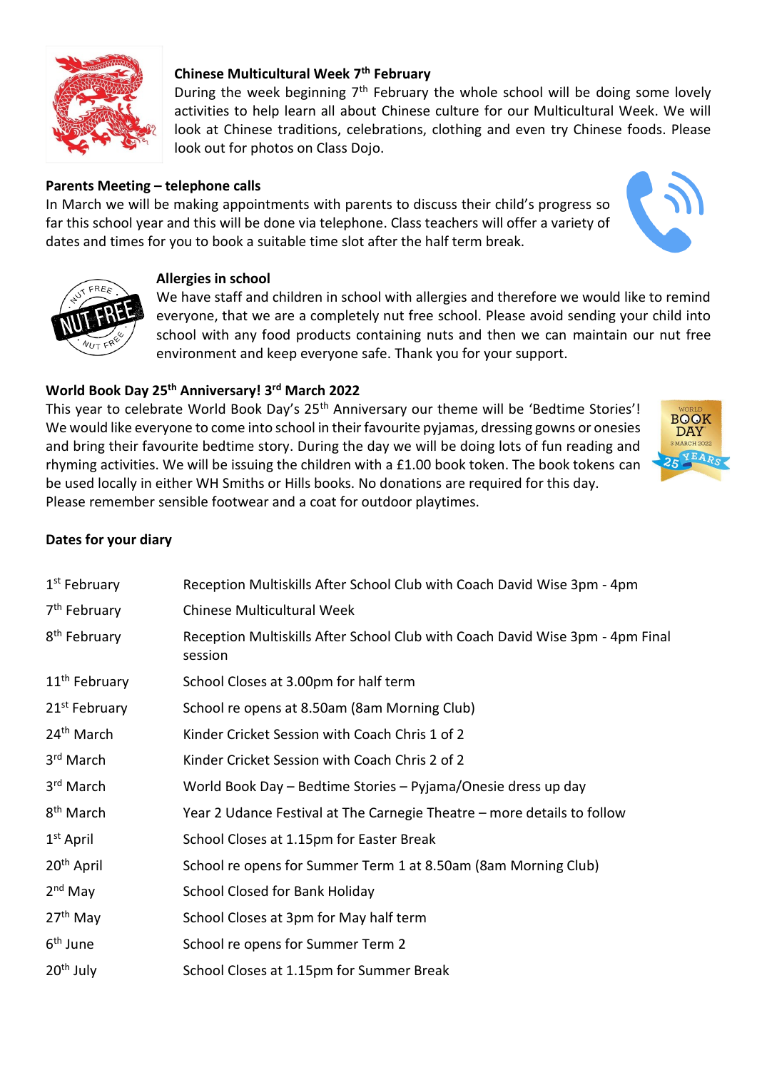### Chinese Multicultural Week 7th February

During the week beginning 7th February the whole school will be doing some lovely activities to help learn all about Chinese culture for our Multicultural Week. We will look at Chinese traditions, celebrations, clothing and even try Chinese foods. Please look out for photos on Class Dojo.

### Parents Meeting – telephone calls

In March we will be making appointments with parents to discuss their child's progress so far this school year and this will be done via telephone. Class teachers will offer a variety of dates and times for you to book a suitable time slot after the half term break.

### Allergies in school

We have staff and children in school with allergies and therefore we would like to remind everyone, that we are a completely nut free school. Please avoid sending your child into school with any food products containing nuts and then we can maintain our nut free environment and keep everyone safe. Thank you for your support.

### World Book Day 25th Anniversary! 3rd March 2022

This year to celebrate World Book Day's 25th Anniversary our theme will be 'Bedtime Stories'! We would like everyone to come into school in their favourite pyjamas, dressing gowns or onesies and bring their favourite bedtime story. During the day we will be doing lots of fun reading and rhyming activities. We will be issuing the children with a £1.00 book token. The book tokens can be used locally in either WH Smiths or Hills books. No donations are required for this day.
Please remember sensible footwear and a coat for outdoor playtimes.

### Dates for your diary

| | |
|---|---|
| 1st February | Reception Multiskills After School Club with Coach David Wise 3pm - 4pm |
| 7th February | Chinese Multicultural Week |
| 8th February | Reception Multiskills After School Club with Coach David Wise 3pm - 4pm Final session |
| 11th February | School Closes at 3.00pm for half term |
| 21st February | School re opens at 8.50am (8am Morning Club) |
| 24th March | Kinder Cricket Session with Coach Chris 1 of 2 |
| 3rd March | Kinder Cricket Session with Coach Chris 2 of 2 |
| 3rd March | World Book Day – Bedtime Stories – Pyjama/Onesie dress up day |
| 8th March | Year 2 Udance Festival at The Carnegie Theatre – more details to follow |
| 1st April | School Closes at 1.15pm for Easter Break |
| 20th April | School re opens for Summer Term 1 at 8.50am (8am Morning Club) |
| 2nd May | School Closed for Bank Holiday |
| 27th May | School Closes at 3pm for May half term |
| 6th June | School re opens for Summer Term 2 |
| 20th July | School Closes at 1.15pm for Summer Break |